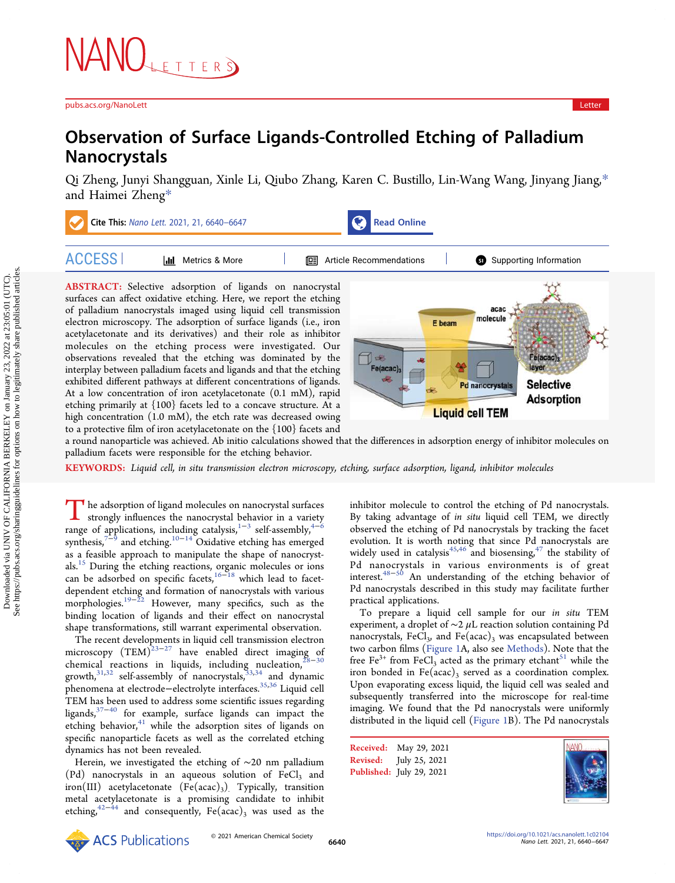# Observation of Surface Ligands-Controlled Etching of Palladium Nanocrystals

Qi Zheng, Junyi Shangguan, Xinle Li, Qiubo Zhang, Karen C. Bustillo, Lin-Wang Wang, Jinyang Jiang,* and Haimei Zheng*

**ABSTRACT:** Selective adsorption of ligands on nanocrystal surfaces can affect oxidative etching. Here, we report the etching of palladium nanocrystals imaged using liquid cell transmission electron microscopy. The adsorption of surface ligands (i.e., iron acetylacetonate and its derivatives) and their role as inhibitor molecules on the etching process were investigated. Our observations revealed that the etching was dominated by the interplay between palladium facets and ligands and that the etching exhibited different pathways at different concentrations of ligands. At a low concentration of iron acetylacetonate (0.1 mM), rapid etching primarily at {100} facets led to a concave structure. At a high concentration (1.0 mM), the etch rate was decreased owing to a protective film of iron acetylacetonate on the {100} facets and a round nanoparticle was achieved. Ab initio calculations showed that the differences in adsorption energy of inhibitor molecules on palladium facets were responsible for the etching behavior.

**KEYWORDS:** *Liquid cell, in situ transmission electron microscopy, etching, surface adsorption, ligand, inhibitor molecules*

The adsorption of ligand molecules on nanocrystal surfaces strongly influences the nanocrystal behavior in a variety range of applications, including catalysis,[1−3] self-assembly,[4−6] synthesis,[7−9] and etching.[10−14] Oxidative etching has emerged as a feasible approach to manipulate the shape of nanocrystals.[15] During the etching reactions, organic molecules or ions can be adsorbed on specific facets,[16−18] which lead to facet-dependent etching and formation of nanocrystals with various morphologies.[19−22] However, many specifics, such as the binding location of ligands and their effect on nanocrystal shape transformations, still warrant experimental observation.

The recent developments in liquid cell transmission electron microscopy (TEM)[23−27] have enabled direct imaging of chemical reactions in liquids, including nucleation,[28−30] growth,[31,32] self-assembly of nanocrystals,[33,34] and dynamic phenomena at electrode−electrolyte interfaces.[35,36] Liquid cell TEM has been used to address some scientific issues regarding ligands,[37−40] for example, surface ligands can impact the etching behavior,[41] while the adsorption sites of ligands on specific nanoparticle facets as well as the correlated etching dynamics has not been revealed.

Herein, we investigated the etching of ∼20 nm palladium (Pd) nanocrystals in an aqueous solution of $FeCl_3$ and iron(III) acetylacetonate ($Fe(acac)_3$). Typically, transition metal acetylacetonate is a promising candidate to inhibit etching,[42−44] and consequently, $Fe(acac)_3$ was used as the inhibitor molecule to control the etching of Pd nanocrystals. By taking advantage of *in situ* liquid cell TEM, we directly observed the etching of Pd nanocrystals by tracking the facet evolution. It is worth noting that since Pd nanocrystals are widely used in catalysis[45,46] and biosensing,[47] the stability of Pd nanocrystals in various environments is of great interest.[48−50] An understanding of the etching behavior of Pd nanocrystals described in this study may facilitate further practical applications.

To prepare a liquid cell sample for our *in situ* TEM experiment, a droplet of ∼2 μL reaction solution containing Pd nanocrystals, $FeCl_3$, and $Fe(acac)_3$ was encapsulated between two carbon films (Figure 1A, also see Methods). Note that the free $Fe^{3+}$ from $FeCl_3$ acted as the primary etchant[51] while the iron bonded in $Fe(acac)_3$ served as a coordination complex. Upon evaporating excess liquid, the liquid cell was sealed and subsequently transferred into the microscope for real-time imaging. We found that the Pd nanocrystals were uniformly distributed in the liquid cell (Figure 1B). The Pd nanocrystals

Received: May 29, 2021
Revised: July 25, 2021
Published: July 29, 2021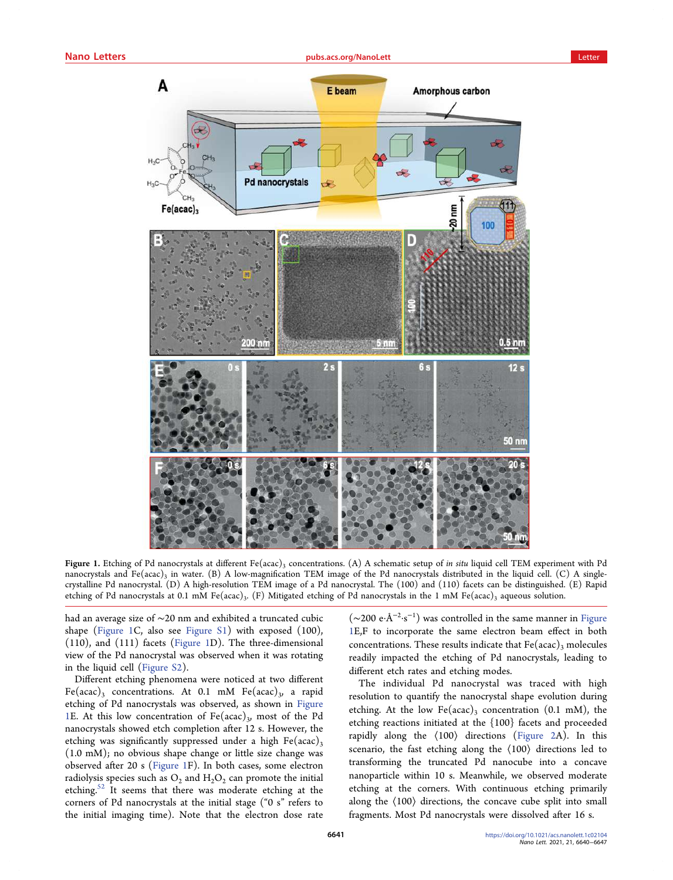**Figure 1.** Etching of Pd nanocrystals at different $Fe(acac)_3$ concentrations. (A) A schematic setup of *in situ* liquid cell TEM experiment with Pd nanocrystals and $Fe(acac)_3$ in water. (B) A low-magnification TEM image of the Pd nanocrystals distributed in the liquid cell. (C) A single-crystalline Pd nanocrystal. (D) A high-resolution TEM image of a Pd nanocrystal. The (100) and (110) facets can be distinguished. (E) Rapid etching of Pd nanocrystals at 0.1 mM $Fe(acac)_3$. (F) Mitigated etching of Pd nanocrystals in the 1 mM $Fe(acac)_3$ aqueous solution.

had an average size of ∼20 nm and exhibited a truncated cubic shape (Figure 1C, also see Figure S1) with exposed (100), (110), and (111) facets (Figure 1D). The three-dimensional view of the Pd nanocrystal was observed when it was rotating in the liquid cell (Figure S2).

Different etching phenomena were noticed at two different $Fe(acac)_3$ concentrations. At 0.1 mM $Fe(acac)_3$, a rapid etching of Pd nanocrystals was observed, as shown in Figure 1E. At this low concentration of $Fe(acac)_3$, most of the Pd nanocrystals showed etch completion after 12 s. However, the etching was significantly suppressed under a high $Fe(acac)_3$ (1.0 mM); no obvious shape change or little size change was observed after 20 s (Figure 1F). In both cases, some electron radiolysis species such as $O_2$ and $H_2O_2$ can promote the initial etching.[52] It seems that there was moderate etching at the corners of Pd nanocrystals at the initial stage ("0 s" refers to the initial imaging time). Note that the electron dose rate (∼200 $e \cdot Å^{-2} \cdot s^{-1}$) was controlled in the same manner in Figure 1E,F to incorporate the same electron beam effect in both concentrations. These results indicate that $Fe(acac)_3$ molecules readily impacted the etching of Pd nanocrystals, leading to different etch rates and etching modes.

The individual Pd nanocrystal was traced with high resolution to quantify the nanocrystal shape evolution during etching. At the low $Fe(acac)_3$ concentration (0.1 mM), the etching reactions initiated at the {100} facets and proceeded rapidly along the ⟨100⟩ directions (Figure 2A). In this scenario, the fast etching along the ⟨100⟩ directions led to transforming the truncated Pd nanocube into a concave nanoparticle within 10 s. Meanwhile, we observed moderate etching at the corners. With continuous etching primarily along the ⟨100⟩ directions, the concave cube split into small fragments. Most Pd nanocrystals were dissolved after 16 s.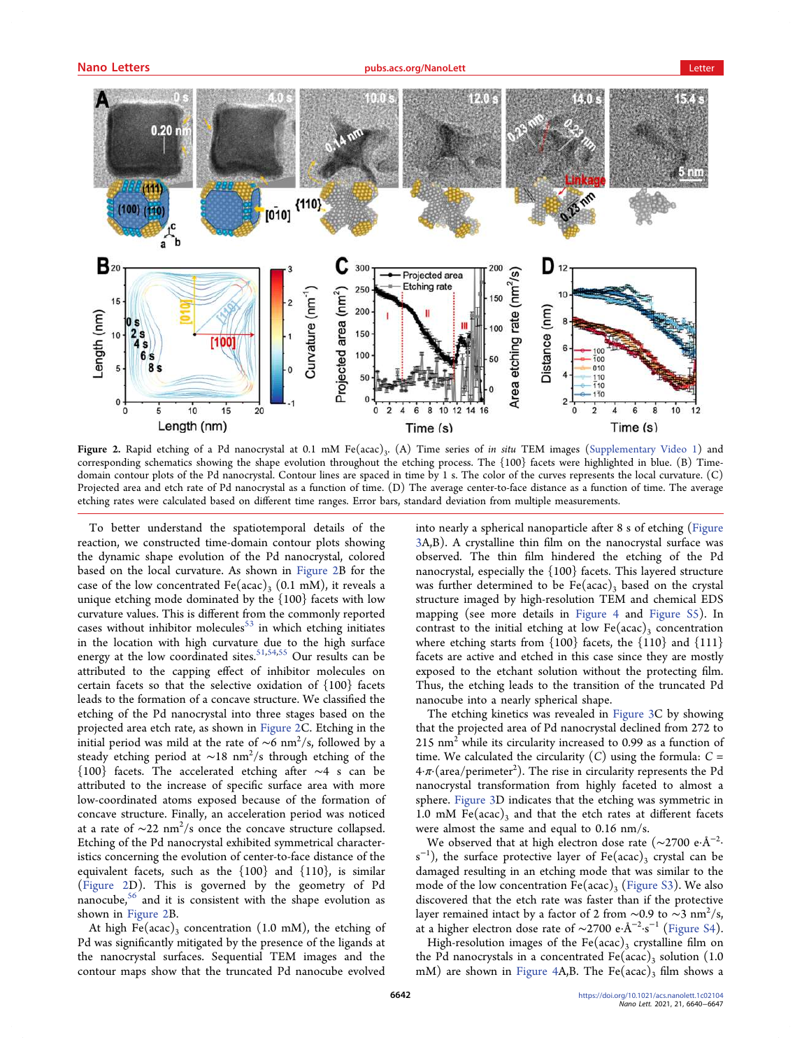**Figure 2.** Rapid etching of a Pd nanocrystal at 0.1 mM $Fe(acac)_3$. (A) Time series of *in situ* TEM images (Supplementary Video 1) and corresponding schematics showing the shape evolution throughout the etching process. The {100} facets were highlighted in blue. (B) Time-domain contour plots of the Pd nanocrystal. Contour lines are spaced in time by 1 s. The color of the curves represents the local curvature. (C) Projected area and etch rate of Pd nanocrystal as a function of time. (D) The average center-to-face distance as a function of time. The average etching rates were calculated based on different time ranges. Error bars, standard deviation from multiple measurements.

To better understand the spatiotemporal details of the reaction, we constructed time-domain contour plots showing the dynamic shape evolution of the Pd nanocrystal, colored based on the local curvature. As shown in Figure 2B for the case of the low concentrated $Fe(acac)_3$ (0.1 mM), it reveals a unique etching mode dominated by the {100} facets with low curvature values. This is different from the commonly reported cases without inhibitor molecules[53] in which etching initiates in the location with high curvature due to the high surface energy at the low coordinated sites.[51,54,55] Our results can be attributed to the capping effect of inhibitor molecules on certain facets so that the selective oxidation of {100} facets leads to the formation of a concave structure. We classified the etching of the Pd nanocrystal into three stages based on the projected area etch rate, as shown in Figure 2C. Etching in the initial period was mild at the rate of ~6 $nm^2/s$, followed by a steady etching period at ~18 $nm^2/s$ through etching of the {100} facets. The accelerated etching after ~4 s can be attributed to the increase of specific surface area with more low-coordinated atoms exposed because of the formation of concave structure. Finally, an acceleration period was noticed at a rate of ~22 $nm^2/s$ once the concave structure collapsed. Etching of the Pd nanocrystal exhibited symmetrical characteristics concerning the evolution of center-to-face distance of the equivalent facets, such as the {100} and {110}, is similar (Figure 2D). This is governed by the geometry of Pd nanocube,[56] and it is consistent with the shape evolution as shown in Figure 2B.

At high $Fe(acac)_3$ concentration (1.0 mM), the etching of Pd was significantly mitigated by the presence of the ligands at the nanocrystal surfaces. Sequential TEM images and the contour maps show that the truncated Pd nanocube evolved into nearly a spherical nanoparticle after 8 s of etching (Figure 3A,B). A crystalline thin film on the nanocrystal surface was observed. The thin film hindered the etching of the Pd nanocrystal, especially the {100} facets. This layered structure was further determined to be $Fe(acac)_3$ based on the crystal structure imaged by high-resolution TEM and chemical EDS mapping (see more details in Figure 4 and Figure S5). In contrast to the initial etching at low $Fe(acac)_3$ concentration where etching starts from {100} facets, the {110} and {111} facets are active and etched in this case since they are mostly exposed to the etchant solution without the protecting film. Thus, the etching leads to the transition of the truncated Pd nanocube into a nearly spherical shape.

The etching kinetics was revealed in Figure 3C by showing that the projected area of Pd nanocrystal declined from 272 to 215 $nm^2$ while its circularity increased to 0.99 as a function of time. We calculated the circularity ($C$) using the formula: $C = 4 \cdot \pi \cdot (\text{area}/\text{perimeter}^2)$. The rise in circularity represents the Pd nanocrystal transformation from highly faceted to almost a sphere. Figure 3D indicates that the etching was symmetric in 1.0 mM $Fe(acac)_3$ and that the etch rates at different facets were almost the same and equal to 0.16 nm/s.

We observed that at high electron dose rate (~2700 $e \cdot Å^{-2} \cdot s^{-1}$), the surface protective layer of $Fe(acac)_3$ crystal can be damaged resulting in an etching mode that was similar to the mode of the low concentration $Fe(acac)_3$ (Figure S3). We also discovered that the etch rate was faster than if the protective layer remained intact by a factor of 2 from ~0.9 to ~3 $nm^2/s$, at a higher electron dose rate of ~2700 $e \cdot Å^{-2} \cdot s^{-1}$ (Figure S4).

High-resolution images of the $Fe(acac)_3$ crystalline film on the Pd nanocrystals in a concentrated $Fe(acac)_3$ solution (1.0 mM) are shown in Figure 4A,B. The $Fe(acac)_3$ film shows a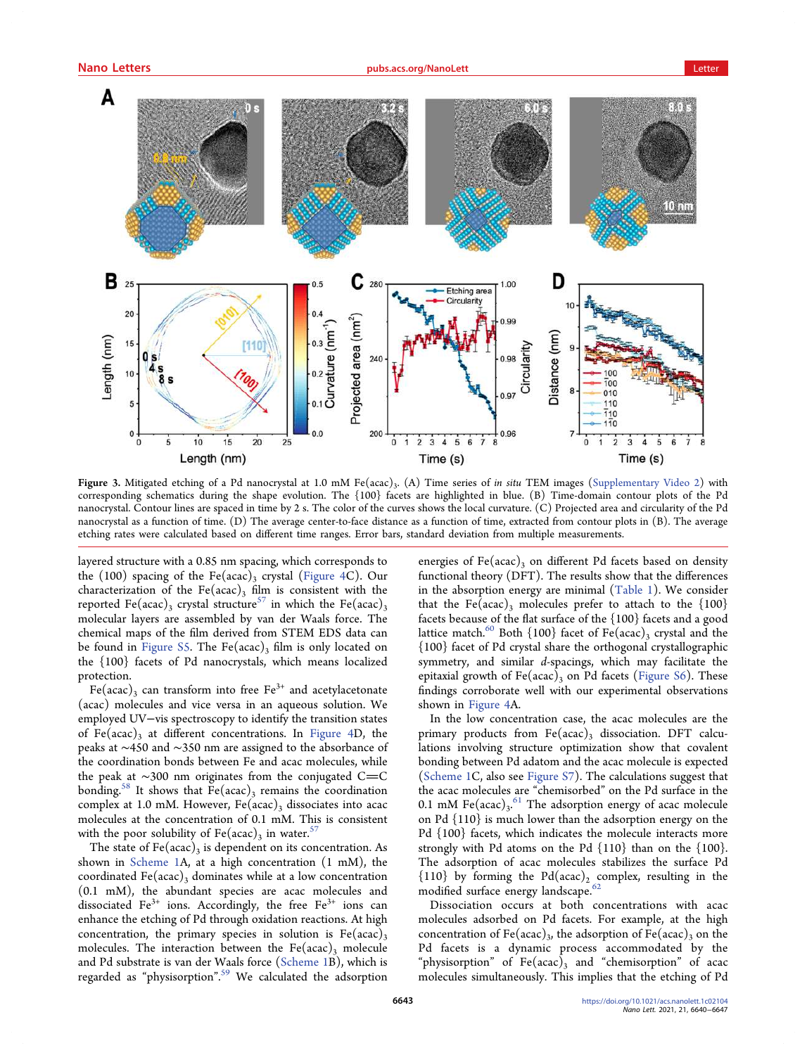**Figure 3.** Mitigated etching of a Pd nanocrystal at 1.0 mM $Fe(acac)_3$. (A) Time series of *in situ* TEM images (Supplementary Video 2) with corresponding schematics during the shape evolution. The {100} facets are highlighted in blue. (B) Time-domain contour plots of the Pd nanocrystal. Contour lines are spaced in time by 2 s. The color of the curves shows the local curvature. (C) Projected area and circularity of the Pd nanocrystal as a function of time. (D) The average center-to-face distance as a function of time, extracted from contour plots in (B). The average etching rates were calculated based on different time ranges. Error bars, standard deviation from multiple measurements.

layered structure with a 0.85 nm spacing, which corresponds to the (100) spacing of the $Fe(acac)_3$ crystal (Figure 4C). Our characterization of the $Fe(acac)_3$ film is consistent with the reported $Fe(acac)_3$ crystal structure[57] in which the $Fe(acac)_3$ molecular layers are assembled by van der Waals force. The chemical maps of the film derived from STEM EDS data can be found in Figure S5. The $Fe(acac)_3$ film is only located on the {100} facets of Pd nanocrystals, which means localized protection.

$Fe(acac)_3$ can transform into free $Fe^{3+}$ and acetylacetonate (acac) molecules and vice versa in an aqueous solution. We employed UV–vis spectroscopy to identify the transition states of $Fe(acac)_3$ at different concentrations. In Figure 4D, the peaks at ~450 and ~350 nm are assigned to the absorbance of the coordination bonds between Fe and acac molecules, while the peak at ~300 nm originates from the conjugated C=C bonding.[58] It shows that $Fe(acac)_3$ remains the coordination complex at 1.0 mM. However, $Fe(acac)_3$ dissociates into acac molecules at the concentration of 0.1 mM. This is consistent with the poor solubility of $Fe(acac)_3$ in water.[57]

The state of $Fe(acac)_3$ is dependent on its concentration. As shown in Scheme 1A, at a high concentration (1 mM), the coordinated $Fe(acac)_3$ dominates while at a low concentration (0.1 mM), the abundant species are acac molecules and dissociated $Fe^{3+}$ ions. Accordingly, the free $Fe^{3+}$ ions can enhance the etching of Pd through oxidation reactions. At high concentration, the primary species in solution is $Fe(acac)_3$ molecules. The interaction between the $Fe(acac)_3$ molecule and Pd substrate is van der Waals force (Scheme 1B), which is regarded as "physisorption".[59] We calculated the adsorption energies of $Fe(acac)_3$ on different Pd facets based on density functional theory (DFT). The results show that the differences in the absorption energy are minimal (Table 1). We consider that the $Fe(acac)_3$ molecules prefer to attach to the {100} facets because of the flat surface of the {100} facets and a good lattice match.[60] Both {100} facet of $Fe(acac)_3$ crystal and the {100} facet of Pd crystal share the orthogonal crystallographic symmetry, and similar *d*-spacings, which may facilitate the epitaxial growth of $Fe(acac)_3$ on Pd facets (Figure S6). These findings corroborate well with our experimental observations shown in Figure 4A.

In the low concentration case, the acac molecules are the primary products from $Fe(acac)_3$ dissociation. DFT calculations involving structure optimization show that covalent bonding between Pd adatom and the acac molecule is expected (Scheme 1C, also see Figure S7). The calculations suggest that the acac molecules are "chemisorbed" on the Pd surface in the 0.1 mM $Fe(acac)_3$.[61] The adsorption energy of acac molecule on Pd {110} is much lower than the adsorption energy on the Pd {100} facets, which indicates the molecule interacts more strongly with Pd atoms on the Pd {110} than on the {100}. The adsorption of acac molecules stabilizes the surface Pd {110} by forming the $Pd(acac)_2$ complex, resulting in the modified surface energy landscape.[62]

Dissociation occurs at both concentrations with acac molecules adsorbed on Pd facets. For example, at the high concentration of $Fe(acac)_3$, the adsorption of $Fe(acac)_3$ on the Pd facets is a dynamic process accommodated by the "physisorption" of $Fe(acac)_3$ and "chemisorption" of acac molecules simultaneously. This implies that the etching of Pd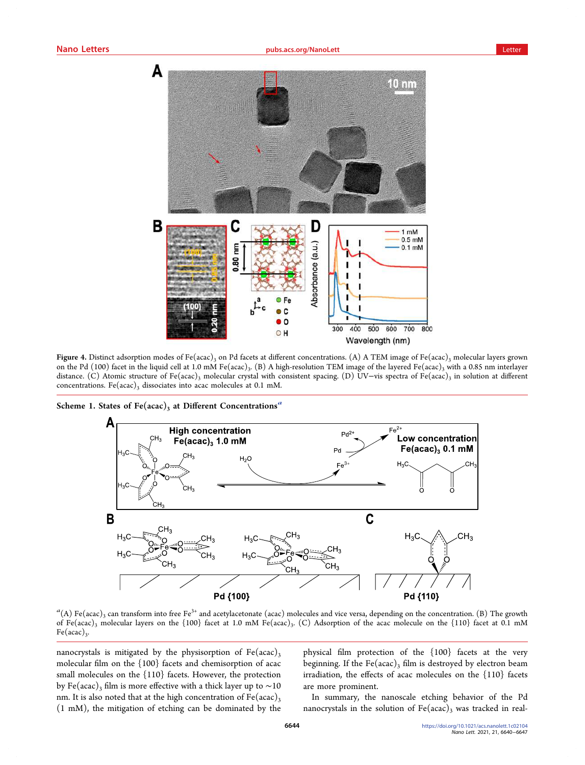Figure 4. Distinct adsorption modes of $Fe(acac)_3$ on Pd facets at different concentrations. (A) A TEM image of $Fe(acac)_3$ molecular layers grown on the Pd (100) facet in the liquid cell at 1.0 mM $Fe(acac)_3$. (B) A high-resolution TEM image of the layered $Fe(acac)_3$ with a 0.85 nm interlayer distance. (C) Atomic structure of $Fe(acac)_3$ molecular crystal with consistent spacing. (D) UV–vis spectra of $Fe(acac)_3$ in solution at different concentrations. $Fe(acac)_3$ dissociates into acac molecules at 0.1 mM.

**Scheme 1. States of $Fe(acac)_3$ at Different Concentrations**[a]

[a](A) $Fe(acac)_3$ can transform into free $Fe^{3+}$ and acetylacetonate (acac) molecules and vice versa, depending on the concentration. (B) The growth of $Fe(acac)_3$ molecular layers on the {100} facet at 1.0 mM $Fe(acac)_3$. (C) Adsorption of the acac molecule on the {110} facet at 0.1 mM $Fe(acac)_3$.

nanocrystals is mitigated by the physisorption of $Fe(acac)_3$ molecular film on the {100} facets and chemisorption of acac small molecules on the {110} facets. However, the protection by $Fe(acac)_3$ film is more effective with a thick layer up to ~10 nm. It is also noted that at the high concentration of $Fe(acac)_3$ (1 mM), the mitigation of etching can be dominated by the physical film protection of the {100} facets at the very beginning. If the $Fe(acac)_3$ film is destroyed by electron beam irradiation, the effects of acac molecules on the {110} facets are more prominent.

In summary, the nanoscale etching behavior of the Pd nanocrystals in the solution of $Fe(acac)_3$ was tracked in real-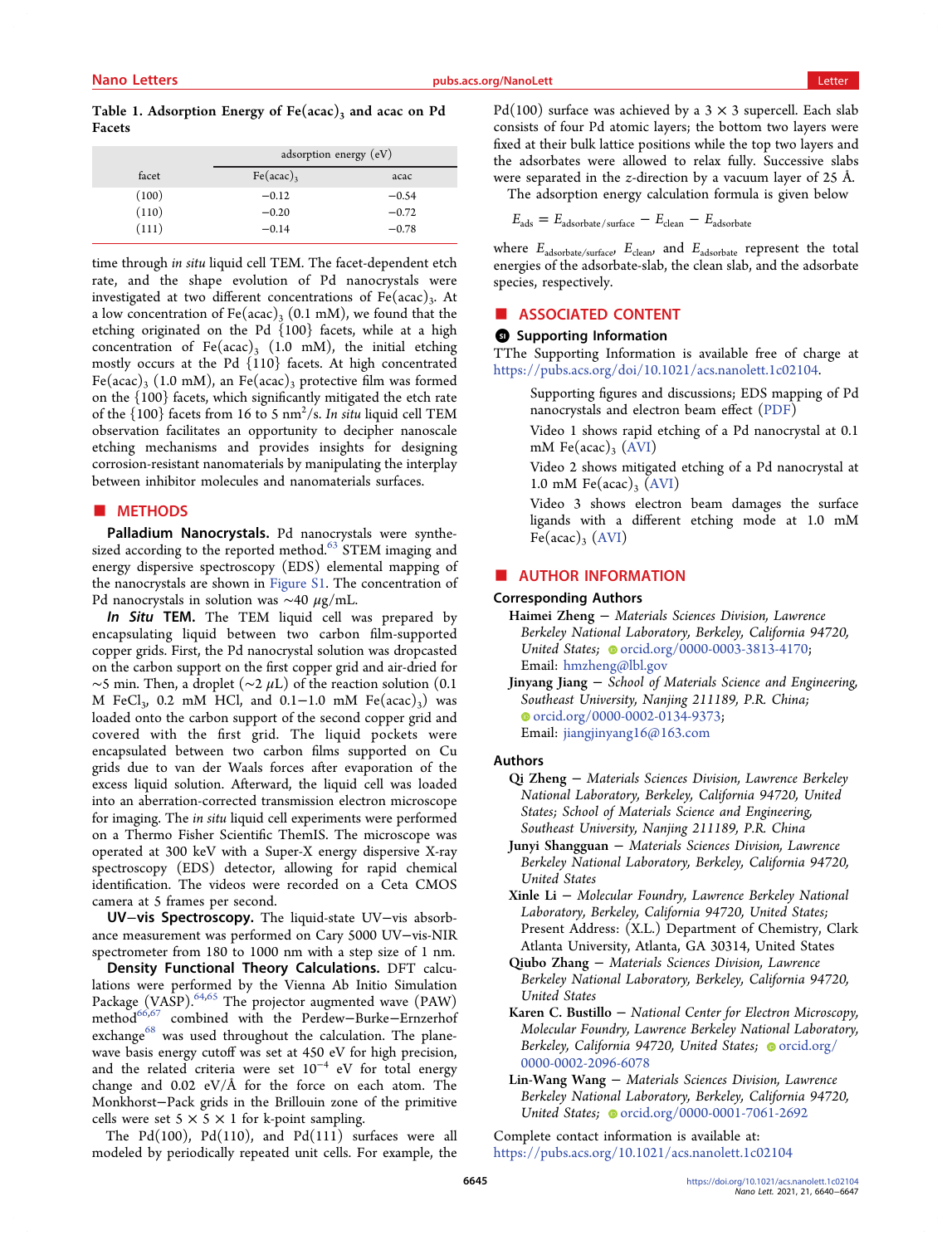**Table 1. Adsorption Energy of $Fe(acac)_3$ and acac on Pd Facets**

| | adsorption energy (eV) | |
|---|---|---|
| facet | $Fe(acac)_3$ | acac |
| (100) | −0.12 | −0.54 |
| (110) | −0.20 | −0.72 |
| (111) | −0.14 | −0.78 |

time through *in situ* liquid cell TEM. The facet-dependent etch rate, and the shape evolution of Pd nanocrystals were investigated at two different concentrations of $Fe(acac)_3$. At a low concentration of $Fe(acac)_3$ (0.1 mM), we found that the etching originated on the Pd {100} facets, while at a high concentration of $Fe(acac)_3$ (1.0 mM), the initial etching mostly occurs at the Pd {110} facets. At high concentrated $Fe(acac)_3$ (1.0 mM), an $Fe(acac)_3$ protective film was formed on the {100} facets, which significantly mitigated the etch rate of the {100} facets from 16 to 5 $nm^2/s$. *In situ* liquid cell TEM observation facilitates an opportunity to decipher nanoscale etching mechanisms and provides insights for designing corrosion-resistant nanomaterials by manipulating the interplay between inhibitor molecules and nanomaterials surfaces.

## METHODS

**Palladium Nanocrystals.** Pd nanocrystals were synthesized according to the reported method.[63] STEM imaging and energy dispersive spectroscopy (EDS) elemental mapping of the nanocrystals are shown in Figure S1. The concentration of Pd nanocrystals in solution was ~40 $\mu g/mL$.

***In Situ* TEM.** The TEM liquid cell was prepared by encapsulating liquid between two carbon film-supported copper grids. First, the Pd nanocrystal solution was dropcasted on the carbon support on the first copper grid and air-dried for ~5 min. Then, a droplet (~2 $\mu L$) of the reaction solution (0.1 M $FeCl_3$, 0.2 mM HCl, and 0.1−1.0 mM $Fe(acac)_3$) was loaded onto the carbon support of the second copper grid and covered with the first grid. The liquid pockets were encapsulated between two carbon films supported on Cu grids due to van der Waals forces after evaporation of the excess liquid solution. Afterward, the liquid cell was loaded into an aberration-corrected transmission electron microscope for imaging. The *in situ* liquid cell experiments were performed on a Thermo Fisher Scientific ThemIS. The microscope was operated at 300 keV with a Super-X energy dispersive X-ray spectroscopy (EDS) detector, allowing for rapid chemical identification. The videos were recorded on a Ceta CMOS camera at 5 frames per second.

**UV−vis Spectroscopy.** The liquid-state UV−vis absorbance measurement was performed on Cary 5000 UV−vis-NIR spectrometer from 180 to 1000 nm with a step size of 1 nm.

**Density Functional Theory Calculations.** DFT calculations were performed by the Vienna Ab Initio Simulation Package (VASP).[64,65] The projector augmented wave (PAW) method[66,67] combined with the Perdew−Burke−Ernzerhof exchange[68] was used throughout the calculation. The plane-wave basis energy cutoff was set at 450 eV for high precision, and the related criteria were set $10^{-4}$ eV for total energy change and 0.02 eV/Å for the force on each atom. The Monkhorst−Pack grids in the Brillouin zone of the primitive cells were set 5 × 5 × 1 for k-point sampling.

The Pd(100), Pd(110), and Pd(111) surfaces were all modeled by periodically repeated unit cells. For example, the Pd(100) surface was achieved by a 3 × 3 supercell. Each slab consists of four Pd atomic layers; the bottom two layers were fixed at their bulk lattice positions while the top two layers and the adsorbates were allowed to relax fully. Successive slabs were separated in the z-direction by a vacuum layer of 25 Å.

The adsorption energy calculation formula is given below

$$E_{ads} = E_{adsorbate/surface} - E_{clean} - E_{adsorbate}$$

where $E_{adsorbate/surface}$, $E_{clean}$, and $E_{adsorbate}$ represent the total energies of the adsorbate-slab, the clean slab, and the adsorbate species, respectively.

## ASSOCIATED CONTENT

### Supporting Information

TThe Supporting Information is available free of charge at https://pubs.acs.org/doi/10.1021/acs.nanolett.1c02104.

Supporting figures and discussions; EDS mapping of Pd nanocrystals and electron beam effect (PDF)

Video 1 shows rapid etching of a Pd nanocrystal at 0.1 mM $Fe(acac)_3$ (AVI)

Video 2 shows mitigated etching of a Pd nanocrystal at 1.0 mM $Fe(acac)_3$ (AVI)

Video 3 shows electron beam damages the surface ligands with a different etching mode at 1.0 mM $Fe(acac)_3$ (AVI)

## AUTHOR INFORMATION

### Corresponding Authors

**Haimei Zheng** − *Materials Sciences Division, Lawrence Berkeley National Laboratory, Berkeley, California 94720, United States*; orcid.org/0000-0003-3813-4170; Email: hmzheng@lbl.gov

**Jinyang Jiang** − *School of Materials Science and Engineering, Southeast University, Nanjing 211189, P.R. China*; orcid.org/0000-0002-0134-9373; Email: jiangjinyang16@163.com

### Authors

**Qi Zheng** − *Materials Sciences Division, Lawrence Berkeley National Laboratory, Berkeley, California 94720, United States; School of Materials Science and Engineering, Southeast University, Nanjing 211189, P.R. China*

**Junyi Shangguan** − *Materials Sciences Division, Lawrence Berkeley National Laboratory, Berkeley, California 94720, United States*

**Xinle Li** − *Molecular Foundry, Lawrence Berkeley National Laboratory, Berkeley, California 94720, United States*; Present Address: (X.L.) Department of Chemistry, Clark Atlanta University, Atlanta, GA 30314, United States

**Qiubo Zhang** − *Materials Sciences Division, Lawrence Berkeley National Laboratory, Berkeley, California 94720, United States*

**Karen C. Bustillo** − *National Center for Electron Microscopy, Molecular Foundry, Lawrence Berkeley National Laboratory, Berkeley, California 94720, United States*; orcid.org/0000-0002-2096-6078

**Lin-Wang Wang** − *Materials Sciences Division, Lawrence Berkeley National Laboratory, Berkeley, California 94720, United States*; orcid.org/0000-0001-7061-2692

Complete contact information is available at: https://pubs.acs.org/10.1021/acs.nanolett.1c02104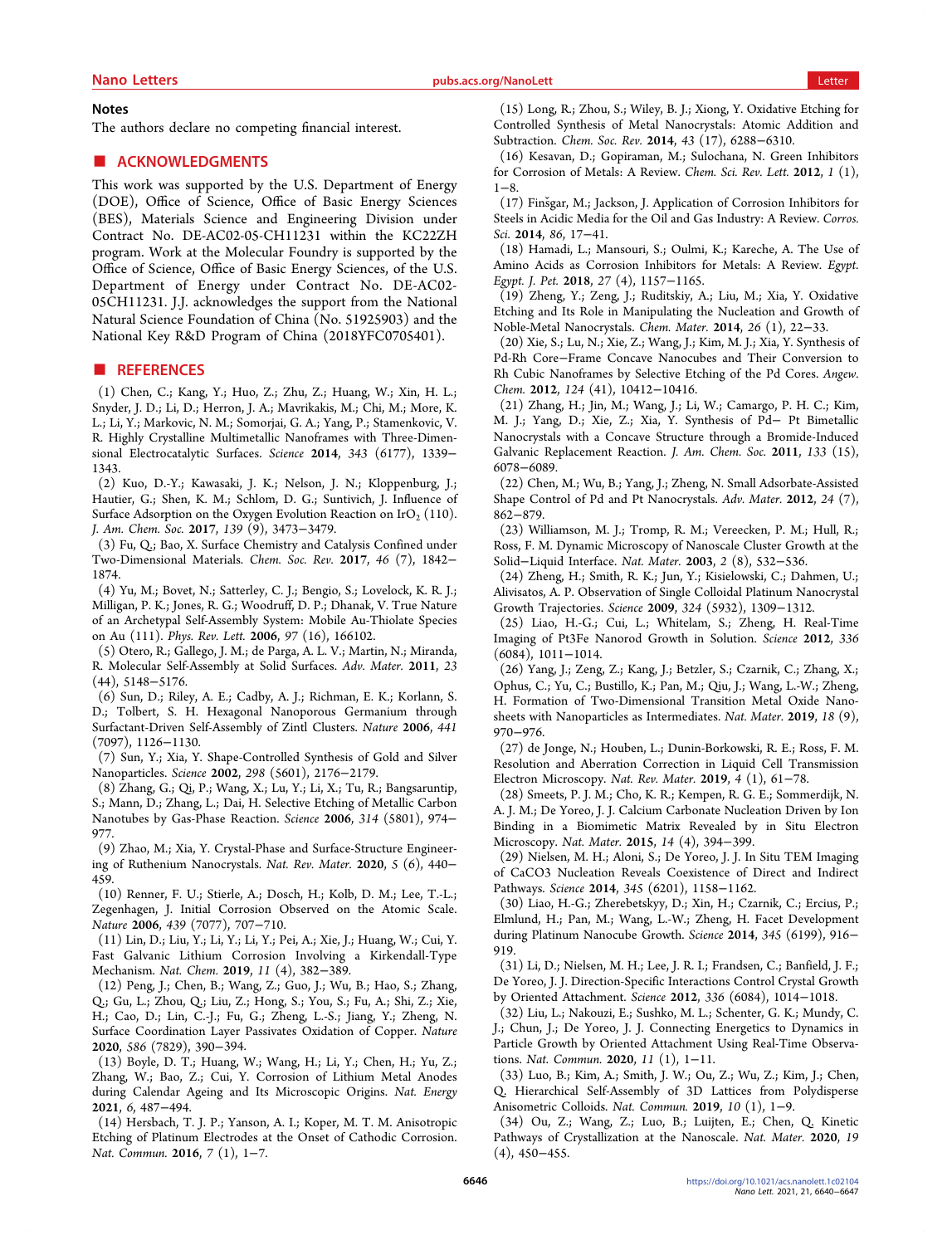## Notes

The authors declare no competing financial interest.

## ■ ACKNOWLEDGMENTS

This work was supported by the U.S. Department of Energy (DOE), Office of Science, Office of Basic Energy Sciences (BES), Materials Science and Engineering Division under Contract No. DE-AC02-05-CH11231 within the KC22ZH program. Work at the Molecular Foundry is supported by the Office of Science, Office of Basic Energy Sciences, of the U.S. Department of Energy under Contract No. DE-AC02-05CH11231. J.J. acknowledges the support from the National Natural Science Foundation of China (No. 51925903) and the National Key R&D Program of China (2018YFC0705401).

## ■ REFERENCES

(1) Chen, C.; Kang, Y.; Huo, Z.; Zhu, Z.; Huang, W.; Xin, H. L.; Snyder, J. D.; Li, D.; Herron, J. A.; Mavrikakis, M.; Chi, M.; More, K. L.; Li, Y.; Markovic, N. M.; Somorjai, G. A.; Yang, P.; Stamenkovic, V. R. Highly Crystalline Multimetallic Nanoframes with Three-Dimensional Electrocatalytic Surfaces. *Science* **2014**, *343* (6177), 1339−1343.

(2) Kuo, D.-Y.; Kawasaki, J. K.; Nelson, J. N.; Kloppenburg, J.; Hautier, G.; Shen, K. M.; Schlom, D. G.; Suntivich, J. Influence of Surface Adsorption on the Oxygen Evolution Reaction on $IrO_2$ (110). *J. Am. Chem. Soc.* **2017**, *139* (9), 3473−3479.

(3) Fu, Q.; Bao, X. Surface Chemistry and Catalysis Confined under Two-Dimensional Materials. *Chem. Soc. Rev.* **2017**, *46* (7), 1842−1874.

(4) Yu, M.; Bovet, N.; Satterley, C. J.; Bengio, S.; Lovelock, K. R. J.; Milligan, P. K.; Jones, R. G.; Woodruff, D. P.; Dhanak, V. True Nature of an Archetypal Self-Assembly System: Mobile Au-Thiolate Species on Au (111). *Phys. Rev. Lett.* **2006**, *97* (16), 166102.

(5) Otero, R.; Gallego, J. M.; de Parga, A. L. V.; Martin, N.; Miranda, R. Molecular Self-Assembly at Solid Surfaces. *Adv. Mater.* **2011**, *23* (44), 5148−5176.

(6) Sun, D.; Riley, A. E.; Cadby, A. J.; Richman, E. K.; Korlann, S. D.; Tolbert, S. H. Hexagonal Nanoporous Germanium through Surfactant-Driven Self-Assembly of Zintl Clusters. *Nature* **2006**, *441* (7097), 1126−1130.

(7) Sun, Y.; Xia, Y. Shape-Controlled Synthesis of Gold and Silver Nanoparticles. *Science* **2002**, *298* (5601), 2176−2179.

(8) Zhang, G.; Qi, P.; Wang, X.; Lu, Y.; Li, X.; Tu, R.; Bangsaruntip, S.; Mann, D.; Zhang, L.; Dai, H. Selective Etching of Metallic Carbon Nanotubes by Gas-Phase Reaction. *Science* **2006**, *314* (5801), 974−977.

(9) Zhao, M.; Xia, Y. Crystal-Phase and Surface-Structure Engineering of Ruthenium Nanocrystals. *Nat. Rev. Mater.* **2020**, *5* (6), 440−459.

(10) Renner, F. U.; Stierle, A.; Dosch, H.; Kolb, D. M.; Lee, T.-L.; Zegenhagen, J. Initial Corrosion Observed on the Atomic Scale. *Nature* **2006**, *439* (7077), 707−710.

(11) Lin, D.; Liu, Y.; Li, Y.; Li, Y.; Pei, A.; Xie, J.; Huang, W.; Cui, Y. Fast Galvanic Lithium Corrosion Involving a Kirkendall-Type Mechanism. *Nat. Chem.* **2019**, *11* (4), 382−389.

(12) Peng, J.; Chen, B.; Wang, Z.; Guo, J.; Wu, B.; Hao, S.; Zhang, Q.; Gu, L.; Zhou, Q.; Liu, Z.; Hong, S.; You, S.; Fu, A.; Shi, Z.; Xie, H.; Cao, D.; Lin, C.-J.; Fu, G.; Zheng, L.-S.; Jiang, Y.; Zheng, N. Surface Coordination Layer Passivates Oxidation of Copper. *Nature* **2020**, *586* (7829), 390−394.

(13) Boyle, D. T.; Huang, W.; Wang, H.; Li, Y.; Chen, H.; Yu, Z.; Zhang, W.; Bao, Z.; Cui, Y. Corrosion of Lithium Metal Anodes during Calendar Ageing and Its Microscopic Origins. *Nat. Energy* **2021**, *6*, 487−494.

(14) Hersbach, T. J. P.; Yanson, A. I.; Koper, M. T. M. Anisotropic Etching of Platinum Electrodes at the Onset of Cathodic Corrosion. *Nat. Commun.* **2016**, *7* (1), 1−7.

(15) Long, R.; Zhou, S.; Wiley, B. J.; Xiong, Y. Oxidative Etching for Controlled Synthesis of Metal Nanocrystals: Atomic Addition and Subtraction. *Chem. Soc. Rev.* **2014**, *43* (17), 6288−6310.

(16) Kesavan, D.; Gopiraman, M.; Sulochana, N. Green Inhibitors for Corrosion of Metals: A Review. *Chem. Sci. Rev. Lett.* **2012**, *1* (1), 1−8.

(17) Finšgar, M.; Jackson, J. Application of Corrosion Inhibitors for Steels in Acidic Media for the Oil and Gas Industry: A Review. *Corros. Sci.* **2014**, *86*, 17−41.

(18) Hamadi, L.; Mansouri, S.; Oulmi, K.; Kareche, A. The Use of Amino Acids as Corrosion Inhibitors for Metals: A Review. *Egypt. Egypt. J. Pet.* **2018**, *27* (4), 1157−1165.

(19) Zheng, Y.; Zeng, J.; Ruditskiy, A.; Liu, M.; Xia, Y. Oxidative Etching and Its Role in Manipulating the Nucleation and Growth of Noble-Metal Nanocrystals. *Chem. Mater.* **2014**, *26* (1), 22−33.

(20) Xie, S.; Lu, N.; Xie, Z.; Wang, J.; Kim, M. J.; Xia, Y. Synthesis of Pd-Rh Core−Frame Concave Nanocubes and Their Conversion to Rh Cubic Nanoframes by Selective Etching of the Pd Cores. *Angew. Chem.* **2012**, *124* (41), 10412−10416.

(21) Zhang, H.; Jin, M.; Wang, J.; Li, W.; Camargo, P. H. C.; Kim, M. J.; Yang, D.; Xie, Z.; Xia, Y. Synthesis of Pd− Pt Bimetallic Nanocrystals with a Concave Structure through a Bromide-Induced Galvanic Replacement Reaction. *J. Am. Chem. Soc.* **2011**, *133* (15), 6078−6089.

(22) Chen, M.; Wu, B.; Yang, J.; Zheng, N. Small Adsorbate-Assisted Shape Control of Pd and Pt Nanocrystals. *Adv. Mater.* **2012**, *24* (7), 862−879.

(23) Williamson, M. J.; Tromp, R. M.; Vereecken, P. M.; Hull, R.; Ross, F. M. Dynamic Microscopy of Nanoscale Cluster Growth at the Solid−Liquid Interface. *Nat. Mater.* **2003**, *2* (8), 532−536.

(24) Zheng, H.; Smith, R. K.; Jun, Y.; Kisielowski, C.; Dahmen, U.; Alivisatos, A. P. Observation of Single Colloidal Platinum Nanocrystal Growth Trajectories. *Science* **2009**, *324* (5932), 1309−1312.

(25) Liao, H.-G.; Cui, L.; Whitelam, S.; Zheng, H. Real-Time Imaging of Pt3Fe Nanorod Growth in Solution. *Science* **2012**, *336* (6084), 1011−1014.

(26) Yang, J.; Zeng, Z.; Kang, J.; Betzler, S.; Czarnik, C.; Zhang, X.; Ophus, C.; Yu, C.; Bustillo, K.; Pan, M.; Qiu, J.; Wang, L.-W.; Zheng, H. Formation of Two-Dimensional Transition Metal Oxide Nanosheets with Nanoparticles as Intermediates. *Nat. Mater.* **2019**, *18* (9), 970−976.

(27) de Jonge, N.; Houben, L.; Dunin-Borkowski, R. E.; Ross, F. M. Resolution and Aberration Correction in Liquid Cell Transmission Electron Microscopy. *Nat. Rev. Mater.* **2019**, *4* (1), 61−78.

(28) Smeets, P. J. M.; Cho, K. R.; Kempen, R. G. E.; Sommerdijk, N. A. J. M.; De Yoreo, J. J. Calcium Carbonate Nucleation Driven by Ion Binding in a Biomimetic Matrix Revealed by in Situ Electron Microscopy. *Nat. Mater.* **2015**, *14* (4), 394−399.

(29) Nielsen, M. H.; Aloni, S.; De Yoreo, J. J. In Situ TEM Imaging of CaCO3 Nucleation Reveals Coexistence of Direct and Indirect Pathways. *Science* **2014**, *345* (6201), 1158−1162.

(30) Liao, H.-G.; Zherebetskyy, D.; Xin, H.; Czarnik, C.; Ercius, P.; Elmlund, H.; Pan, M.; Wang, L.-W.; Zheng, H. Facet Development during Platinum Nanocube Growth. *Science* **2014**, *345* (6199), 916−919.

(31) Li, D.; Nielsen, M. H.; Lee, J. R. I.; Frandsen, C.; Banfield, J. F.; De Yoreo, J. J. Direction-Specific Interactions Control Crystal Growth by Oriented Attachment. *Science* **2012**, *336* (6084), 1014−1018.

(32) Liu, L.; Nakouzi, E.; Sushko, M. L.; Schenter, G. K.; Mundy, C. J.; Chun, J.; De Yoreo, J. J. Connecting Energetics to Dynamics in Particle Growth by Oriented Attachment Using Real-Time Observations. *Nat. Commun.* **2020**, *11* (1), 1−11.

(33) Luo, B.; Kim, A.; Smith, J. W.; Ou, Z.; Wu, Z.; Kim, J.; Chen, Q. Hierarchical Self-Assembly of 3D Lattices from Polydisperse Anisometric Colloids. *Nat. Commun.* **2019**, *10* (1), 1−9.

(34) Ou, Z.; Wang, Z.; Luo, B.; Luijten, E.; Chen, Q. Kinetic Pathways of Crystallization at the Nanoscale. *Nat. Mater.* **2020**, *19* (4), 450−455.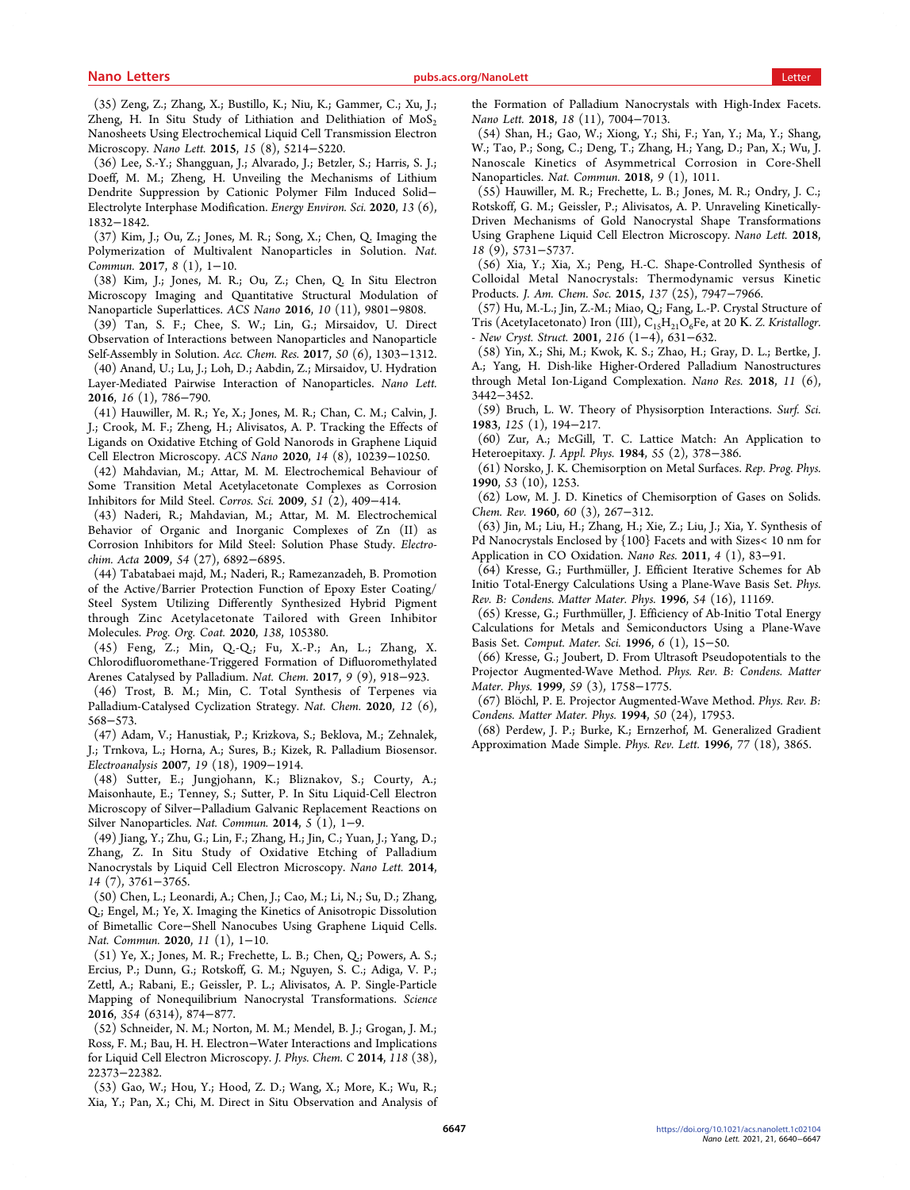(35) Zeng, Z.; Zhang, X.; Bustillo, K.; Niu, K.; Gammer, C.; Xu, J.; Zheng, H. In Situ Study of Lithiation and Delithiation of $MoS_2$ Nanosheets Using Electrochemical Liquid Cell Transmission Electron Microscopy. *Nano Lett.* **2015**, *15* (8), 5214−5220.

(36) Lee, S.-Y.; Shangguan, J.; Alvarado, J.; Betzler, S.; Harris, S. J.; Doeff, M. M.; Zheng, H. Unveiling the Mechanisms of Lithium Dendrite Suppression by Cationic Polymer Film Induced Solid−Electrolyte Interphase Modification. *Energy Environ. Sci.* **2020**, *13* (6), 1832−1842.

(37) Kim, J.; Ou, Z.; Jones, M. R.; Song, X.; Chen, Q. Imaging the Polymerization of Multivalent Nanoparticles in Solution. *Nat. Commun.* **2017**, *8* (1), 1−10.

(38) Kim, J.; Jones, M. R.; Ou, Z.; Chen, Q. In Situ Electron Microscopy Imaging and Quantitative Structural Modulation of Nanoparticle Superlattices. *ACS Nano* **2016**, *10* (11), 9801−9808.

(39) Tan, S. F.; Chee, S. W.; Lin, G.; Mirsaidov, U. Direct Observation of Interactions between Nanoparticles and Nanoparticle Self-Assembly in Solution. *Acc. Chem. Res.* **2017**, *50* (6), 1303−1312.

(40) Anand, U.; Lu, J.; Loh, D.; Aabdin, Z.; Mirsaidov, U. Hydration Layer-Mediated Pairwise Interaction of Nanoparticles. *Nano Lett.* **2016**, *16* (1), 786−790.

(41) Hauwiller, M. R.; Ye, X.; Jones, M. R.; Chan, C. M.; Calvin, J. J.; Crook, M. F.; Zheng, H.; Alivisatos, A. P. Tracking the Effects of Ligands on Oxidative Etching of Gold Nanorods in Graphene Liquid Cell Electron Microscopy. *ACS Nano* **2020**, *14* (8), 10239−10250.

(42) Mahdavian, M.; Attar, M. M. Electrochemical Behaviour of Some Transition Metal Acetylacetonate Complexes as Corrosion Inhibitors for Mild Steel. *Corros. Sci.* **2009**, *51* (2), 409−414.

(43) Naderi, R.; Mahdavian, M.; Attar, M. M. Electrochemical Behavior of Organic and Inorganic Complexes of Zn (II) as Corrosion Inhibitors for Mild Steel: Solution Phase Study. *Electrochim. Acta* **2009**, *54* (27), 6892−6895.

(44) Tabatabaei majd, M.; Naderi, R.; Ramezanzadeh, B. Promotion of the Active/Barrier Protection Function of Epoxy Ester Coating/Steel System Utilizing Differently Synthesized Hybrid Pigment through Zinc Acetylacetonate Tailored with Green Inhibitor Molecules. *Prog. Org. Coat.* **2020**, *138*, 105380.

(45) Feng, Z.; Min, Q.-Q.; Fu, X.-P.; An, L.; Zhang, X. Chlorodifluoromethane-Triggered Formation of Difluoromethylated Arenes Catalysed by Palladium. *Nat. Chem.* **2017**, *9* (9), 918−923.

(46) Trost, B. M.; Min, C. Total Synthesis of Terpenes via Palladium-Catalysed Cyclization Strategy. *Nat. Chem.* **2020**, *12* (6), 568−573.

(47) Adam, V.; Hanustiak, P.; Krizkova, S.; Beklova, M.; Zehnalek, J.; Trnkova, L.; Horna, A.; Sures, B.; Kizek, R. Palladium Biosensor. *Electroanalysis* **2007**, *19* (18), 1909−1914.

(48) Sutter, E.; Jungjohann, K.; Bliznakov, S.; Courty, A.; Maisonhaute, E.; Tenney, S.; Sutter, P. In Situ Liquid-Cell Electron Microscopy of Silver−Palladium Galvanic Replacement Reactions on Silver Nanoparticles. *Nat. Commun.* **2014**, *5* (1), 1−9.

(49) Jiang, Y.; Zhu, G.; Lin, F.; Zhang, H.; Jin, C.; Yuan, J.; Yang, D.; Zhang, Z. In Situ Study of Oxidative Etching of Palladium Nanocrystals by Liquid Cell Electron Microscopy. *Nano Lett.* **2014**, *14* (7), 3761−3765.

(50) Chen, L.; Leonardi, A.; Chen, J.; Cao, M.; Li, N.; Su, D.; Zhang, Q.; Engel, M.; Ye, X. Imaging the Kinetics of Anisotropic Dissolution of Bimetallic Core−Shell Nanocubes Using Graphene Liquid Cells. *Nat. Commun.* **2020**, *11* (1), 1−10.

(51) Ye, X.; Jones, M. R.; Frechette, L. B.; Chen, Q.; Powers, A. S.; Ercius, P.; Dunn, G.; Rotskoff, G. M.; Nguyen, S. C.; Adiga, V. P.; Zettl, A.; Rabani, E.; Geissler, P. L.; Alivisatos, A. P. Single-Particle Mapping of Nonequilibrium Nanocrystal Transformations. *Science* **2016**, *354* (6314), 874−877.

(52) Schneider, N. M.; Norton, M. M.; Mendel, B. J.; Grogan, J. M.; Ross, F. M.; Bau, H. H. Electron−Water Interactions and Implications for Liquid Cell Electron Microscopy. *J. Phys. Chem. C* **2014**, *118* (38), 22373−22382.

(53) Gao, W.; Hou, Y.; Hood, Z. D.; Wang, X.; More, K.; Wu, R.; Xia, Y.; Pan, X.; Chi, M. Direct in Situ Observation and Analysis of the Formation of Palladium Nanocrystals with High-Index Facets. *Nano Lett.* **2018**, *18* (11), 7004−7013.

(54) Shan, H.; Gao, W.; Xiong, Y.; Shi, F.; Yan, Y.; Ma, Y.; Shang, W.; Tao, P.; Song, C.; Deng, T.; Zhang, H.; Yang, D.; Pan, X.; Wu, J. Nanoscale Kinetics of Asymmetrical Corrosion in Core-Shell Nanoparticles. *Nat. Commun.* **2018**, *9* (1), 1011.

(55) Hauwiller, M. R.; Frechette, L. B.; Jones, M. R.; Ondry, J. C.; Rotskoff, G. M.; Geissler, P.; Alivisatos, A. P. Unraveling Kinetically-Driven Mechanisms of Gold Nanocrystal Shape Transformations Using Graphene Liquid Cell Electron Microscopy. *Nano Lett.* **2018**, *18* (9), 5731−5737.

(56) Xia, Y.; Xia, X.; Peng, H.-C. Shape-Controlled Synthesis of Colloidal Metal Nanocrystals: Thermodynamic versus Kinetic Products. *J. Am. Chem. Soc.* **2015**, *137* (25), 7947−7966.

(57) Hu, M.-L.; Jin, Z.-M.; Miao, Q.; Fang, L.-P. Crystal Structure of Tris (Acetylacetonato) Iron (III), $C_{15}H_{21}O_6Fe$, at 20 K. *Z. Kristallogr. - New Cryst. Struct.* **2001**, *216* (1−4), 631−632.

(58) Yin, X.; Shi, M.; Kwok, K. S.; Zhao, H.; Gray, D. L.; Bertke, J. A.; Yang, H. Dish-like Higher-Ordered Palladium Nanostructures through Metal Ion-Ligand Complexation. *Nano Res.* **2018**, *11* (6), 3442−3452.

(59) Bruch, L. W. Theory of Physisorption Interactions. *Surf. Sci.* **1983**, *125* (1), 194−217.

(60) Zur, A.; McGill, T. C. Lattice Match: An Application to Heteroepitaxy. *J. Appl. Phys.* **1984**, *55* (2), 378−386.

(61) Norsko, J. K. Chemisorption on Metal Surfaces. *Rep. Prog. Phys.* **1990**, *53* (10), 1253.

(62) Low, M. J. D. Kinetics of Chemisorption of Gases on Solids. *Chem. Rev.* **1960**, *60* (3), 267−312.

(63) Jin, M.; Liu, H.; Zhang, H.; Xie, Z.; Liu, J.; Xia, Y. Synthesis of Pd Nanocrystals Enclosed by {100} Facets and with Sizes< 10 nm for Application in CO Oxidation. *Nano Res.* **2011**, *4* (1), 83−91.

(64) Kresse, G.; Furthmüller, J. Efficient Iterative Schemes for Ab Initio Total-Energy Calculations Using a Plane-Wave Basis Set. *Phys. Rev. B: Condens. Matter Mater. Phys.* **1996**, *54* (16), 11169.

(65) Kresse, G.; Furthmüller, J. Efficiency of Ab-Initio Total Energy Calculations for Metals and Semiconductors Using a Plane-Wave Basis Set. *Comput. Mater. Sci.* **1996**, *6* (1), 15−50.

(66) Kresse, G.; Joubert, D. From Ultrasoft Pseudopotentials to the Projector Augmented-Wave Method. *Phys. Rev. B: Condens. Matter Mater. Phys.* **1999**, *59* (3), 1758−1775.

(67) Blöchl, P. E. Projector Augmented-Wave Method. *Phys. Rev. B: Condens. Matter Mater. Phys.* **1994**, *50* (24), 17953.

(68) Perdew, J. P.; Burke, K.; Ernzerhof, M. Generalized Gradient Approximation Made Simple. *Phys. Rev. Lett.* **1996**, *77* (18), 3865.